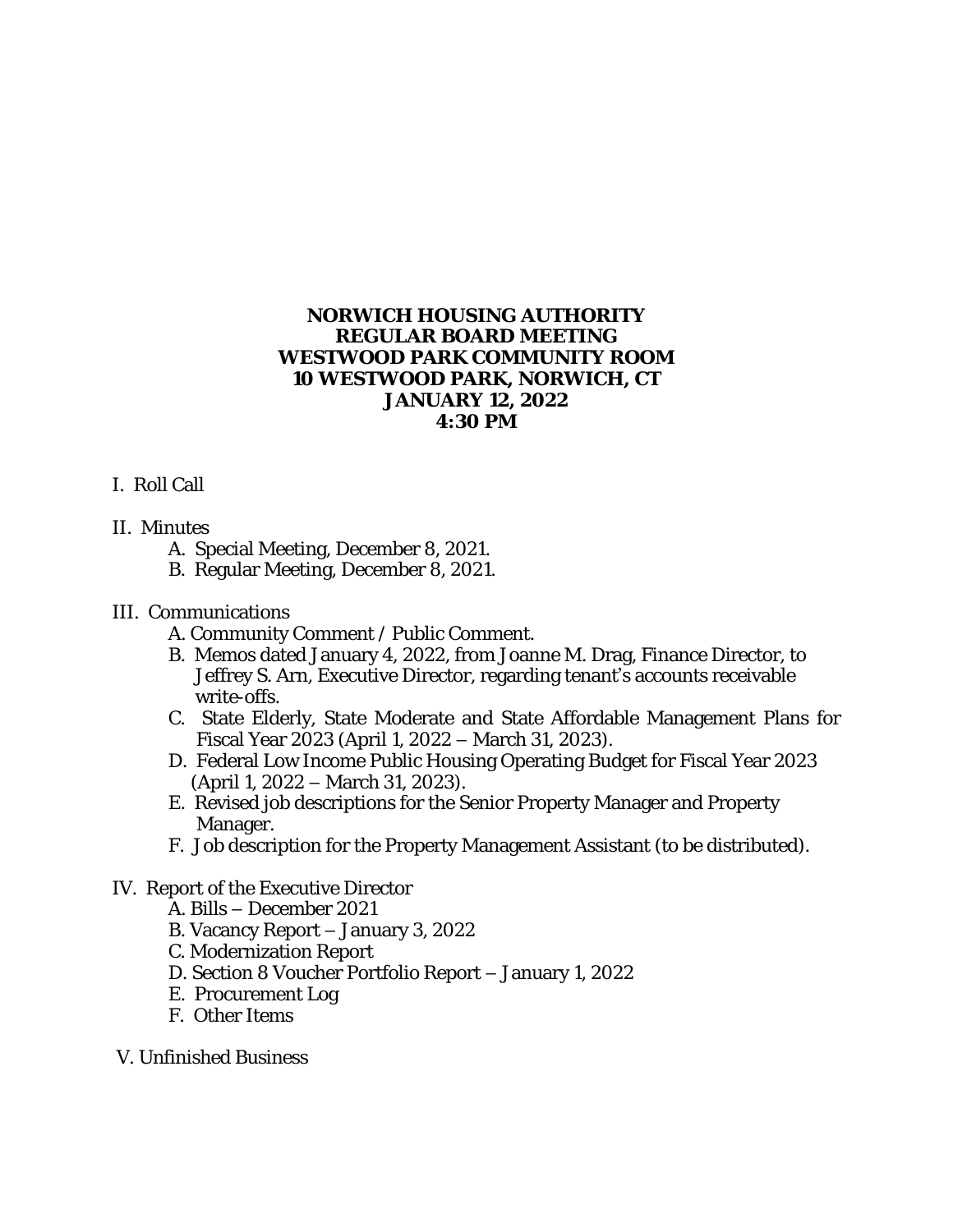**NORWICH HOUSING AUTHORITY**
**REGULAR BOARD MEETING**
**WESTWOOD PARK COMMUNITY ROOM**
**10 WESTWOOD PARK, NORWICH, CT**
**JANUARY 12, 2022**
**4:30 PM**

I. Roll Call

II. Minutes

- A. Special Meeting, December 8, 2021.
- B. Regular Meeting, December 8, 2021.

III. Communications

- A. Community Comment / Public Comment.
- B. Memos dated January 4, 2022, from Joanne M. Drag, Finance Director, to Jeffrey S. Arn, Executive Director, regarding tenant's accounts receivable write-offs.
- C. State Elderly, State Moderate and State Affordable Management Plans for Fiscal Year 2023 (April 1, 2022 – March 31, 2023).
- D. Federal Low Income Public Housing Operating Budget for Fiscal Year 2023 (April 1, 2022 – March 31, 2023).
- E. Revised job descriptions for the Senior Property Manager and Property Manager.
- F. Job description for the Property Management Assistant (to be distributed).

IV. Report of the Executive Director

- A. Bills – December 2021
- B. Vacancy Report – January 3, 2022
- C. Modernization Report
- D. Section 8 Voucher Portfolio Report – January 1, 2022
- E. Procurement Log
- F. Other Items

V. Unfinished Business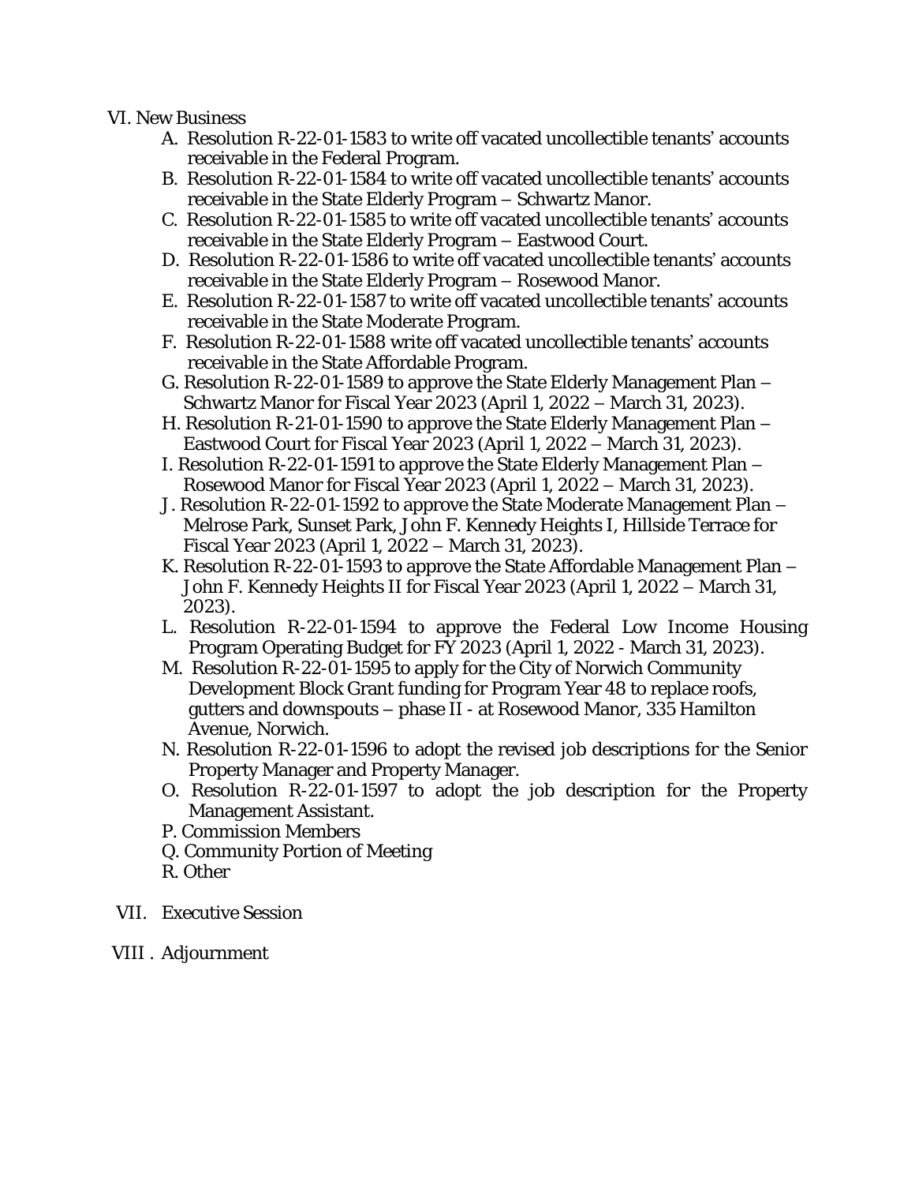VI. New Business

A. Resolution R-22-01-1583 to write off vacated uncollectible tenants' accounts receivable in the Federal Program.

B. Resolution R-22-01-1584 to write off vacated uncollectible tenants' accounts receivable in the State Elderly Program – Schwartz Manor.

C. Resolution R-22-01-1585 to write off vacated uncollectible tenants' accounts receivable in the State Elderly Program – Eastwood Court.

D. Resolution R-22-01-1586 to write off vacated uncollectible tenants' accounts receivable in the State Elderly Program – Rosewood Manor.

E. Resolution R-22-01-1587 to write off vacated uncollectible tenants' accounts receivable in the State Moderate Program.

F. Resolution R-22-01-1588 write off vacated uncollectible tenants' accounts receivable in the State Affordable Program.

G. Resolution R-22-01-1589 to approve the State Elderly Management Plan – Schwartz Manor for Fiscal Year 2023 (April 1, 2022 – March 31, 2023).

H. Resolution R-21-01-1590 to approve the State Elderly Management Plan – Eastwood Court for Fiscal Year 2023 (April 1, 2022 – March 31, 2023).

I. Resolution R-22-01-1591 to approve the State Elderly Management Plan – Rosewood Manor for Fiscal Year 2023 (April 1, 2022 – March 31, 2023).

J. Resolution R-22-01-1592 to approve the State Moderate Management Plan – Melrose Park, Sunset Park, John F. Kennedy Heights I, Hillside Terrace for Fiscal Year 2023 (April 1, 2022 – March 31, 2023).

K. Resolution R-22-01-1593 to approve the State Affordable Management Plan – John F. Kennedy Heights II for Fiscal Year 2023 (April 1, 2022 – March 31, 2023).

L. Resolution R-22-01-1594 to approve the Federal Low Income Housing Program Operating Budget for FY 2023 (April 1, 2022 - March 31, 2023).

M. Resolution R-22-01-1595 to apply for the City of Norwich Community Development Block Grant funding for Program Year 48 to replace roofs, gutters and downspouts – phase II - at Rosewood Manor, 335 Hamilton Avenue, Norwich.

N. Resolution R-22-01-1596 to adopt the revised job descriptions for the Senior Property Manager and Property Manager.

O. Resolution R-22-01-1597 to adopt the job description for the Property Management Assistant.

P. Commission Members

Q. Community Portion of Meeting

R. Other

VII. Executive Session

VIII . Adjournment